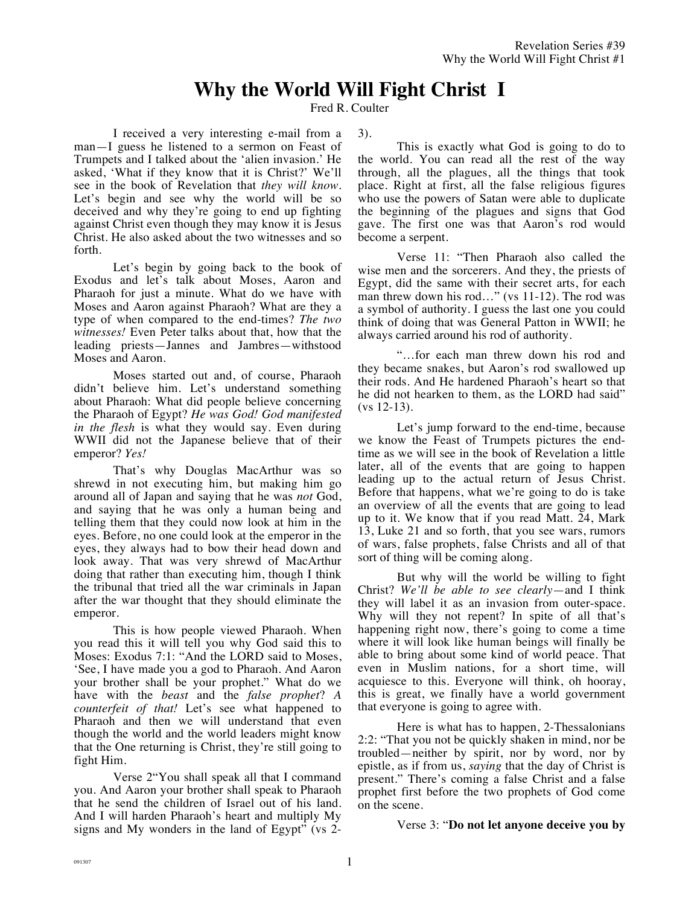# Why the World Will Fight Christ I

Fred R. Coulter

I received a very interesting e-mail from a man—I guess he listened to a sermon on Feast of Trumpets and I talked about the 'alien invasion.' He asked, 'What if they know that it is Christ?' We'll see in the book of Revelation that *they will know*. Let's begin and see why the world will be so deceived and why they're going to end up fighting against Christ even though they may know it is Jesus Christ. He also asked about the two witnesses and so forth.

Let's begin by going back to the book of Exodus and let's talk about Moses, Aaron and Pharaoh for just a minute. What do we have with Moses and Aaron against Pharaoh? What are they a type of when compared to the end-times? *The two witnesses!* Even Peter talks about that, how that the leading priests—Jannes and Jambres—withstood Moses and Aaron.

Moses started out and, of course, Pharaoh didn't believe him. Let's understand something about Pharaoh: What did people believe concerning the Pharaoh of Egypt? *He was God! God manifested in the flesh* is what they would say. Even during WWII did not the Japanese believe that of their emperor? *Yes!*

That's why Douglas MacArthur was so shrewd in not executing him, but making him go around all of Japan and saying that he was *not* God, and saying that he was only a human being and telling them that they could now look at him in the eyes. Before, no one could look at the emperor in the eyes, they always had to bow their head down and look away. That was very shrewd of MacArthur doing that rather than executing him, though I think the tribunal that tried all the war criminals in Japan after the war thought that they should eliminate the emperor.

This is how people viewed Pharaoh. When you read this it will tell you why God said this to Moses: Exodus 7:1: "And the LORD said to Moses, 'See, I have made you a god to Pharaoh. And Aaron your brother shall be your prophet." What do we have with the *beast* and the *false prophet*? *A counterfeit of that!* Let's see what happened to Pharaoh and then we will understand that even though the world and the world leaders might know that the One returning is Christ, they're still going to fight Him.

Verse 2"You shall speak all that I command you. And Aaron your brother shall speak to Pharaoh that he send the children of Israel out of his land. And I will harden Pharaoh's heart and multiply My signs and My wonders in the land of Egypt" (vs 2-3).

This is exactly what God is going to do to the world. You can read all the rest of the way through, all the plagues, all the things that took place. Right at first, all the false religious figures who use the powers of Satan were able to duplicate the beginning of the plagues and signs that God gave. The first one was that Aaron's rod would become a serpent.

Verse 11: "Then Pharaoh also called the wise men and the sorcerers. And they, the priests of Egypt, did the same with their secret arts, for each man threw down his rod…" (vs 11-12). The rod was a symbol of authority. I guess the last one you could think of doing that was General Patton in WWII; he always carried around his rod of authority.

"…for each man threw down his rod and they became snakes, but Aaron's rod swallowed up their rods. And He hardened Pharaoh's heart so that he did not hearken to them, as the LORD had said" (vs 12-13).

Let's jump forward to the end-time, because we know the Feast of Trumpets pictures the end-time as we will see in the book of Revelation a little later, all of the events that are going to happen leading up to the actual return of Jesus Christ. Before that happens, what we're going to do is take an overview of all the events that are going to lead up to it. We know that if you read Matt. 24, Mark 13, Luke 21 and so forth, that you see wars, rumors of wars, false prophets, false Christs and all of that sort of thing will be coming along.

But why will the world be willing to fight Christ? *We'll be able to see clearly*—and I think they will label it as an invasion from outer-space. Why will they not repent? In spite of all that's happening right now, there's going to come a time where it will look like human beings will finally be able to bring about some kind of world peace. That even in Muslim nations, for a short time, will acquiesce to this. Everyone will think, oh hooray, this is great, we finally have a world government that everyone is going to agree with.

Here is what has to happen, 2-Thessalonians 2:2: "That you not be quickly shaken in mind, nor be troubled—neither by spirit, nor by word, nor by epistle, as if from us, *saying* that the day of Christ is present." There's coming a false Christ and a false prophet first before the two prophets of God come on the scene.

Verse 3: "**Do not let anyone deceive you by**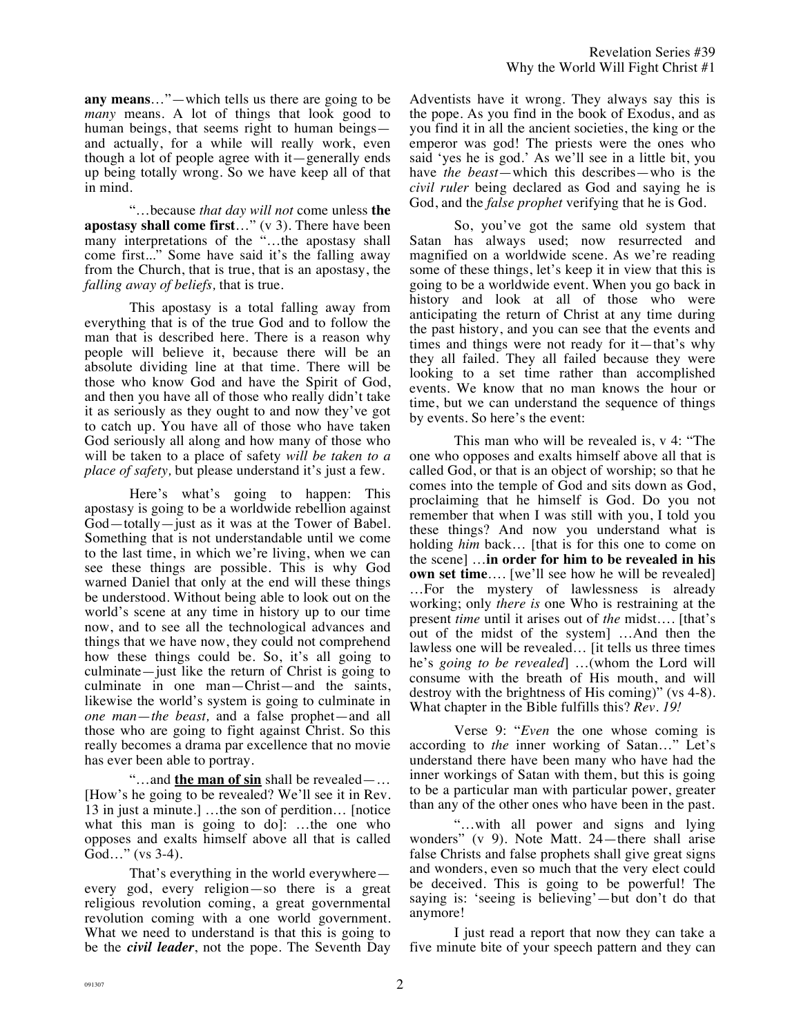**any means**…"—which tells us there are going to be *many* means. A lot of things that look good to human beings, that seems right to human beings—and actually, for a while will really work, even though a lot of people agree with it—generally ends up being totally wrong. So we have keep all of that in mind.

"…because *that day will not* come unless **the apostasy shall come first**…" (v 3). There have been many interpretations of the "…the apostasy shall come first..." Some have said it's the falling away from the Church, that is true, that is an apostasy, the *falling away of beliefs,* that is true.

This apostasy is a total falling away from everything that is of the true God and to follow the man that is described here. There is a reason why people will believe it, because there will be an absolute dividing line at that time. There will be those who know God and have the Spirit of God, and then you have all of those who really didn't take it as seriously as they ought to and now they've got to catch up. You have all of those who have taken God seriously all along and how many of those who will be taken to a place of safety *will be taken to a place of safety,* but please understand it's just a few.

Here's what's going to happen: This apostasy is going to be a worldwide rebellion against God—totally—just as it was at the Tower of Babel. Something that is not understandable until we come to the last time, in which we're living, when we can see these things are possible. This is why God warned Daniel that only at the end will these things be understood. Without being able to look out on the world's scene at any time in history up to our time now, and to see all the technological advances and things that we have now, they could not comprehend how these things could be. So, it's all going to culminate—just like the return of Christ is going to culminate in one man—Christ—and the saints, likewise the world's system is going to culminate in *one man—the beast,* and a false prophet—and all those who are going to fight against Christ. So this really becomes a drama par excellence that no movie has ever been able to portray.

"…and **<u>the man of sin</u>** shall be revealed—… [How's he going to be revealed? We'll see it in Rev. 13 in just a minute.] …the son of perdition… [notice what this man is going to do]: …the one who opposes and exalts himself above all that is called God…" (vs 3-4).

That's everything in the world everywhere—every god, every religion—so there is a great religious revolution coming, a great governmental revolution coming with a one world government. What we need to understand is that this is going to be the ***civil leader***, not the pope. The Seventh Day Adventists have it wrong. They always say this is the pope. As you find in the book of Exodus, and as you find it in all the ancient societies, the king or the emperor was god! The priests were the ones who said 'yes he is god.' As we'll see in a little bit, you have *the beast*—which this describes—who is the *civil ruler* being declared as God and saying he is God, and the *false prophet* verifying that he is God.

So, you've got the same old system that Satan has always used; now resurrected and magnified on a worldwide scene. As we're reading some of these things, let's keep it in view that this is going to be a worldwide event. When you go back in history and look at all of those who were anticipating the return of Christ at any time during the past history, and you can see that the events and times and things were not ready for it—that's why they all failed. They all failed because they were looking to a set time rather than accomplished events. We know that no man knows the hour or time, but we can understand the sequence of things by events. So here's the event:

This man who will be revealed is, v 4: "The one who opposes and exalts himself above all that is called God, or that is an object of worship; so that he comes into the temple of God and sits down as God, proclaiming that he himself is God. Do you not remember that when I was still with you, I told you these things? And now you understand what is holding *him* back… [that is for this one to come on the scene] …**in order for him to be revealed in his own set time**…. [we'll see how he will be revealed] …For the mystery of lawlessness is already working; only *there is* one Who is restraining at the present *time* until it arises out of *the* midst…. [that's out of the midst of the system] …And then the lawless one will be revealed… [it tells us three times he's *going to be revealed*] …(whom the Lord will consume with the breath of His mouth, and will destroy with the brightness of His coming)" (vs 4-8). What chapter in the Bible fulfills this? *Rev. 19!*

Verse 9: "*Even* the one whose coming is according to *the* inner working of Satan…" Let's understand there have been many who have had the inner workings of Satan with them, but this is going to be a particular man with particular power, greater than any of the other ones who have been in the past.

"…with all power and signs and lying wonders" (v 9). Note Matt. 24—there shall arise false Christs and false prophets shall give great signs and wonders, even so much that the very elect could be deceived. This is going to be powerful! The saying is: 'seeing is believing'—but don't do that anymore!

I just read a report that now they can take a five minute bite of your speech pattern and they can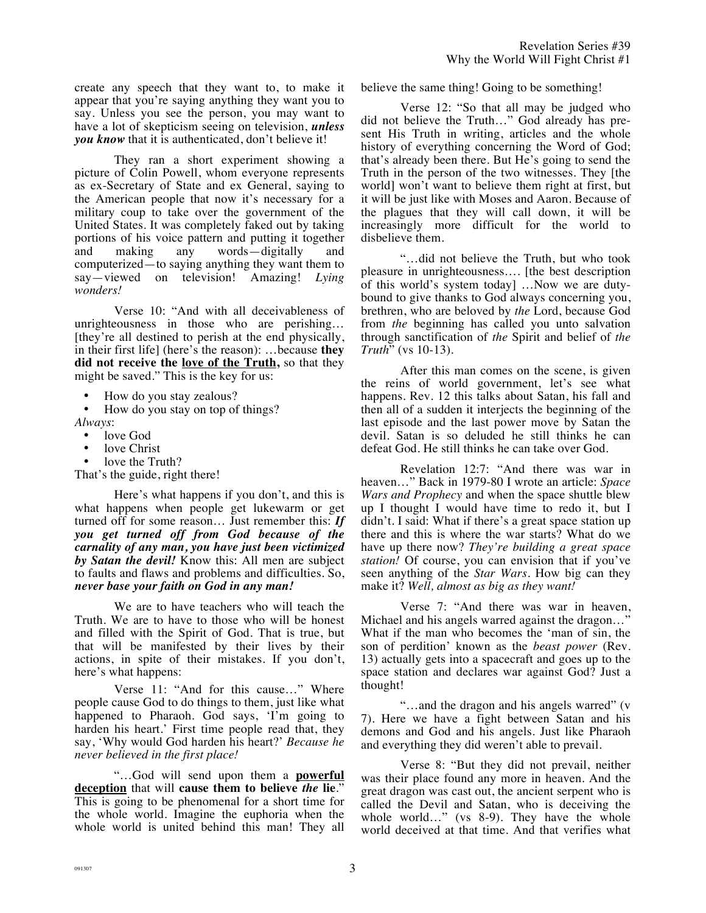create any speech that they want to, to make it appear that you're saying anything they want you to say. Unless you see the person, you may want to have a lot of skepticism seeing on television, ***unless you know*** that it is authenticated, don't believe it!

They ran a short experiment showing a picture of Colin Powell, whom everyone represents as ex-Secretary of State and ex General, saying to the American people that now it's necessary for a military coup to take over the government of the United States. It was completely faked out by taking portions of his voice pattern and putting it together and making any words—digitally and computerized—to saying anything they want them to say—viewed on television! Amazing! *Lying wonders!*

Verse 10: "And with all deceivableness of unrighteousness in those who are perishing… [they're all destined to perish at the end physically, in their first life] (here's the reason): …because **they did not receive the <u>love of the Truth</u>,** so that they might be saved." This is the key for us:

- How do you stay zealous?
- How do you stay on top of things?

*Always*:

- love God
- love Christ
- love the Truth?

That's the guide, right there!

Here's what happens if you don't, and this is what happens when people get lukewarm or get turned off for some reason… Just remember this: ***If you get turned off from God because of the carnality of any man, you have just been victimized by Satan the devil!*** Know this: All men are subject to faults and flaws and problems and difficulties. So, ***never base your faith on God in any man!***

We are to have teachers who will teach the Truth. We are to have to those who will be honest and filled with the Spirit of God. That is true, but that will be manifested by their lives by their actions, in spite of their mistakes. If you don't, here's what happens:

Verse 11: "And for this cause…" Where people cause God to do things to them, just like what happened to Pharaoh. God says, 'I'm going to harden his heart.' First time people read that, they say, 'Why would God harden his heart?' *Because he never believed in the first place!*

"…God will send upon them a **<u>powerful deception</u>** that will **cause them to believe *the* lie**." This is going to be phenomenal for a short time for the whole world. Imagine the euphoria when the whole world is united behind this man! They all believe the same thing! Going to be something!

Verse 12: "So that all may be judged who did not believe the Truth…" God already has present His Truth in writing, articles and the whole history of everything concerning the Word of God; that's already been there. But He's going to send the Truth in the person of the two witnesses. They [the world] won't want to believe them right at first, but it will be just like with Moses and Aaron. Because of the plagues that they will call down, it will be increasingly more difficult for the world to disbelieve them.

"…did not believe the Truth, but who took pleasure in unrighteousness…. [the best description of this world's system today] …Now we are duty-bound to give thanks to God always concerning you, brethren, who are beloved by *the* Lord, because God from *the* beginning has called you unto salvation through sanctification of *the* Spirit and belief of *the Truth*" (vs 10-13).

After this man comes on the scene, is given the reins of world government, let's see what happens. Rev. 12 this talks about Satan, his fall and then all of a sudden it interjects the beginning of the last episode and the last power move by Satan the devil. Satan is so deluded he still thinks he can defeat God. He still thinks he can take over God.

Revelation 12:7: "And there was war in heaven…" Back in 1979-80 I wrote an article: *Space Wars and Prophecy* and when the space shuttle blew up I thought I would have time to redo it, but I didn't. I said: What if there's a great space station up there and this is where the war starts? What do we have up there now? *They're building a great space station!* Of course, you can envision that if you've seen anything of the *Star Wars*. How big can they make it? *Well, almost as big as they want!*

Verse 7: "And there was war in heaven, Michael and his angels warred against the dragon…" What if the man who becomes the 'man of sin, the son of perdition' known as the *beast power* (Rev. 13) actually gets into a spacecraft and goes up to the space station and declares war against God? Just a thought!

"…and the dragon and his angels warred" (v 7). Here we have a fight between Satan and his demons and God and his angels. Just like Pharaoh and everything they did weren't able to prevail.

Verse 8: "But they did not prevail, neither was their place found any more in heaven. And the great dragon was cast out, the ancient serpent who is called the Devil and Satan, who is deceiving the whole world…" (vs 8-9). They have the whole world deceived at that time. And that verifies what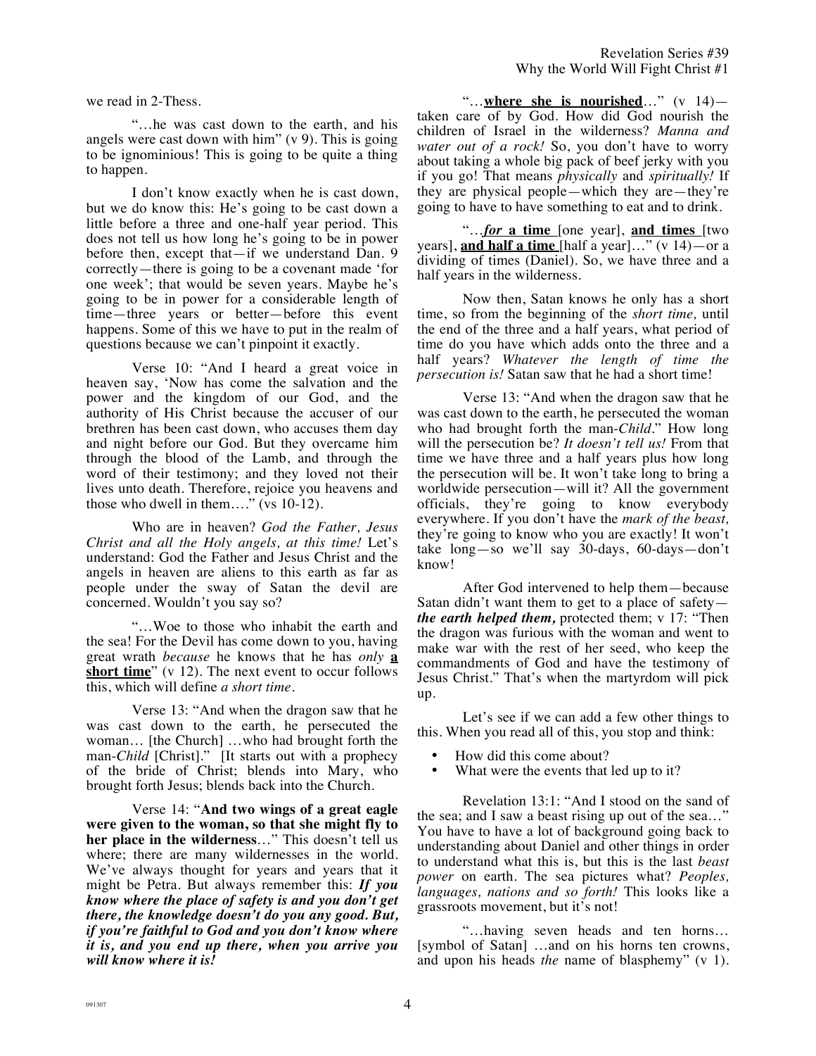we read in 2-Thess.

"…he was cast down to the earth, and his angels were cast down with him" (v 9). This is going to be ignominious! This is going to be quite a thing to happen.

I don't know exactly when he is cast down, but we do know this: He's going to be cast down a little before a three and one-half year period. This does not tell us how long he's going to be in power before then, except that—if we understand Dan. 9 correctly—there is going to be a covenant made 'for one week'; that would be seven years. Maybe he's going to be in power for a considerable length of time—three years or better—before this event happens. Some of this we have to put in the realm of questions because we can't pinpoint it exactly.

Verse 10: "And I heard a great voice in heaven say, 'Now has come the salvation and the power and the kingdom of our God, and the authority of His Christ because the accuser of our brethren has been cast down, who accuses them day and night before our God. But they overcame him through the blood of the Lamb, and through the word of their testimony; and they loved not their lives unto death. Therefore, rejoice you heavens and those who dwell in them…." (vs 10-12).

Who are in heaven? *God the Father, Jesus Christ and all the Holy angels, at this time!* Let's understand: God the Father and Jesus Christ and the angels in heaven are aliens to this earth as far as people under the sway of Satan the devil are concerned. Wouldn't you say so?

"…Woe to those who inhabit the earth and the sea! For the Devil has come down to you, having great wrath *because* he knows that he has *only* **a short time**" (v 12). The next event to occur follows this, which will define *a short time*.

Verse 13: "And when the dragon saw that he was cast down to the earth, he persecuted the woman… [the Church] …who had brought forth the man-*Child* [Christ]." [It starts out with a prophecy of the bride of Christ; blends into Mary, who brought forth Jesus; blends back into the Church.

Verse 14: "**And two wings of a great eagle were given to the woman, so that she might fly to her place in the wilderness**…" This doesn't tell us where; there are many wildernesses in the world. We've always thought for years and years that it might be Petra. But always remember this: ***If you know where the place of safety is and you don't get there, the knowledge doesn't do you any good. But, if you're faithful to God and you don't know where it is, and you end up there, when you arrive you will know where it is!***

"…**where she is nourished**…" (v 14)—taken care of by God. How did God nourish the children of Israel in the wilderness? *Manna and water out of a rock!* So, you don't have to worry about taking a whole big pack of beef jerky with you if you go! That means *physically* and *spiritually!* If they are physical people—which they are—they're going to have to have something to eat and to drink.

"…***for*** **a time** [one year], **and times** [two years], **and half a time** [half a year]…" (v 14)—or a dividing of times (Daniel). So, we have three and a half years in the wilderness.

Now then, Satan knows he only has a short time, so from the beginning of the *short time,* until the end of the three and a half years, what period of time do you have which adds onto the three and a half years? *Whatever the length of time the persecution is!* Satan saw that he had a short time!

Verse 13: "And when the dragon saw that he was cast down to the earth, he persecuted the woman who had brought forth the man-*Child*." How long will the persecution be? *It doesn't tell us!* From that time we have three and a half years plus how long the persecution will be. It won't take long to bring a worldwide persecution—will it? All the government officials, they're going to know everybody everywhere. If you don't have the *mark of the beast,* they're going to know who you are exactly! It won't take long—so we'll say 30-days, 60-days—don't know!

After God intervened to help them—because Satan didn't want them to get to a place of safety—***the earth helped them,*** protected them; v 17: "Then the dragon was furious with the woman and went to make war with the rest of her seed, who keep the commandments of God and have the testimony of Jesus Christ." That's when the martyrdom will pick up.

Let's see if we can add a few other things to this. When you read all of this, you stop and think:

- How did this come about?
- What were the events that led up to it?

Revelation 13:1: "And I stood on the sand of the sea; and I saw a beast rising up out of the sea…" You have to have a lot of background going back to understanding about Daniel and other things in order to understand what this is, but this is the last *beast power* on earth. The sea pictures what? *Peoples, languages, nations and so forth!* This looks like a grassroots movement, but it's not!

"…having seven heads and ten horns… [symbol of Satan] …and on his horns ten crowns, and upon his heads *the* name of blasphemy" (v 1).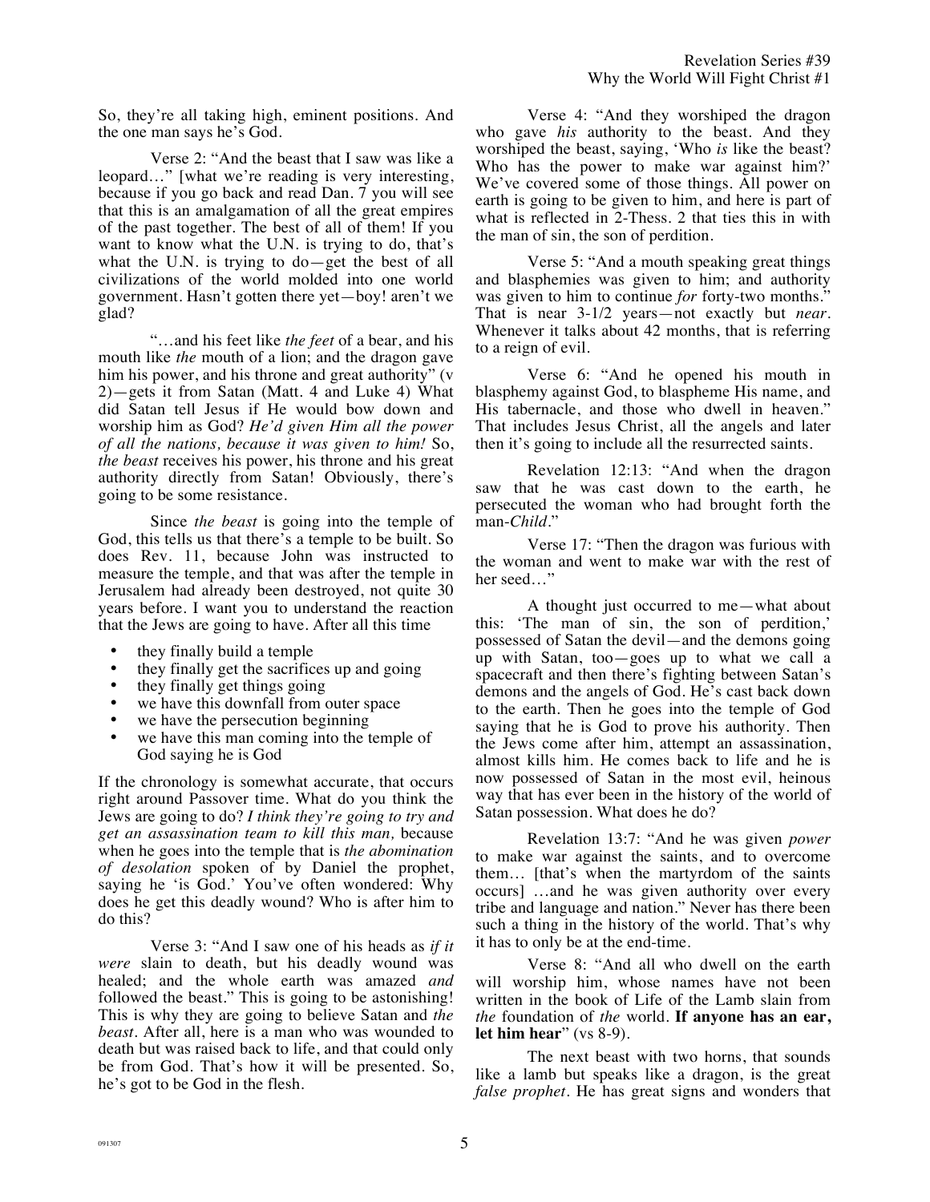So, they're all taking high, eminent positions. And the one man says he's God.

Verse 2: "And the beast that I saw was like a leopard…" [what we're reading is very interesting, because if you go back and read Dan. 7 you will see that this is an amalgamation of all the great empires of the past together. The best of all of them! If you want to know what the U.N. is trying to do, that's what the U.N. is trying to do—get the best of all civilizations of the world molded into one world government. Hasn't gotten there yet—boy! aren't we glad?

"…and his feet like *the feet* of a bear, and his mouth like *the* mouth of a lion; and the dragon gave him his power, and his throne and great authority" (v 2)—gets it from Satan (Matt. 4 and Luke 4) What did Satan tell Jesus if He would bow down and worship him as God? *He'd given Him all the power of all the nations, because it was given to him!* So, *the beast* receives his power, his throne and his great authority directly from Satan! Obviously, there's going to be some resistance.

Since *the beast* is going into the temple of God, this tells us that there's a temple to be built. So does Rev. 11, because John was instructed to measure the temple, and that was after the temple in Jerusalem had already been destroyed, not quite 30 years before. I want you to understand the reaction that the Jews are going to have. After all this time

- they finally build a temple
- they finally get the sacrifices up and going
- they finally get things going
- we have this downfall from outer space
- we have the persecution beginning
- we have this man coming into the temple of God saying he is God

If the chronology is somewhat accurate, that occurs right around Passover time. What do you think the Jews are going to do? *I think they're going to try and get an assassination team to kill this man,* because when he goes into the temple that is *the abomination of desolation* spoken of by Daniel the prophet, saying he 'is God.' You've often wondered: Why does he get this deadly wound? Who is after him to do this?

Verse 3: "And I saw one of his heads as *if it were* slain to death, but his deadly wound was healed; and the whole earth was amazed *and* followed the beast." This is going to be astonishing! This is why they are going to believe Satan and *the beast*. After all, here is a man who was wounded to death but was raised back to life, and that could only be from God. That's how it will be presented. So, he's got to be God in the flesh.

Verse 4: "And they worshiped the dragon who gave *his* authority to the beast. And they worshiped the beast, saying, 'Who *is* like the beast? Who has the power to make war against him?' We've covered some of those things. All power on earth is going to be given to him, and here is part of what is reflected in 2-Thess. 2 that ties this in with the man of sin, the son of perdition.

Verse 5: "And a mouth speaking great things and blasphemies was given to him; and authority was given to him to continue *for* forty-two months." That is near 3-1/2 years—not exactly but *near*. Whenever it talks about 42 months, that is referring to a reign of evil.

Verse 6: "And he opened his mouth in blasphemy against God, to blaspheme His name, and His tabernacle, and those who dwell in heaven." That includes Jesus Christ, all the angels and later then it's going to include all the resurrected saints.

Revelation 12:13: "And when the dragon saw that he was cast down to the earth, he persecuted the woman who had brought forth the man-*Child*."

Verse 17: "Then the dragon was furious with the woman and went to make war with the rest of her seed…"

A thought just occurred to me—what about this: 'The man of sin, the son of perdition,' possessed of Satan the devil—and the demons going up with Satan, too—goes up to what we call a spacecraft and then there's fighting between Satan's demons and the angels of God. He's cast back down to the earth. Then he goes into the temple of God saying that he is God to prove his authority. Then the Jews come after him, attempt an assassination, almost kills him. He comes back to life and he is now possessed of Satan in the most evil, heinous way that has ever been in the history of the world of Satan possession. What does he do?

Revelation 13:7: "And he was given *power* to make war against the saints, and to overcome them… [that's when the martyrdom of the saints occurs] …and he was given authority over every tribe and language and nation." Never has there been such a thing in the history of the world. That's why it has to only be at the end-time.

Verse 8: "And all who dwell on the earth will worship him, whose names have not been written in the book of Life of the Lamb slain from *the* foundation of *the* world. **If anyone has an ear, let him hear**" (vs 8-9).

The next beast with two horns, that sounds like a lamb but speaks like a dragon, is the great *false prophet*. He has great signs and wonders that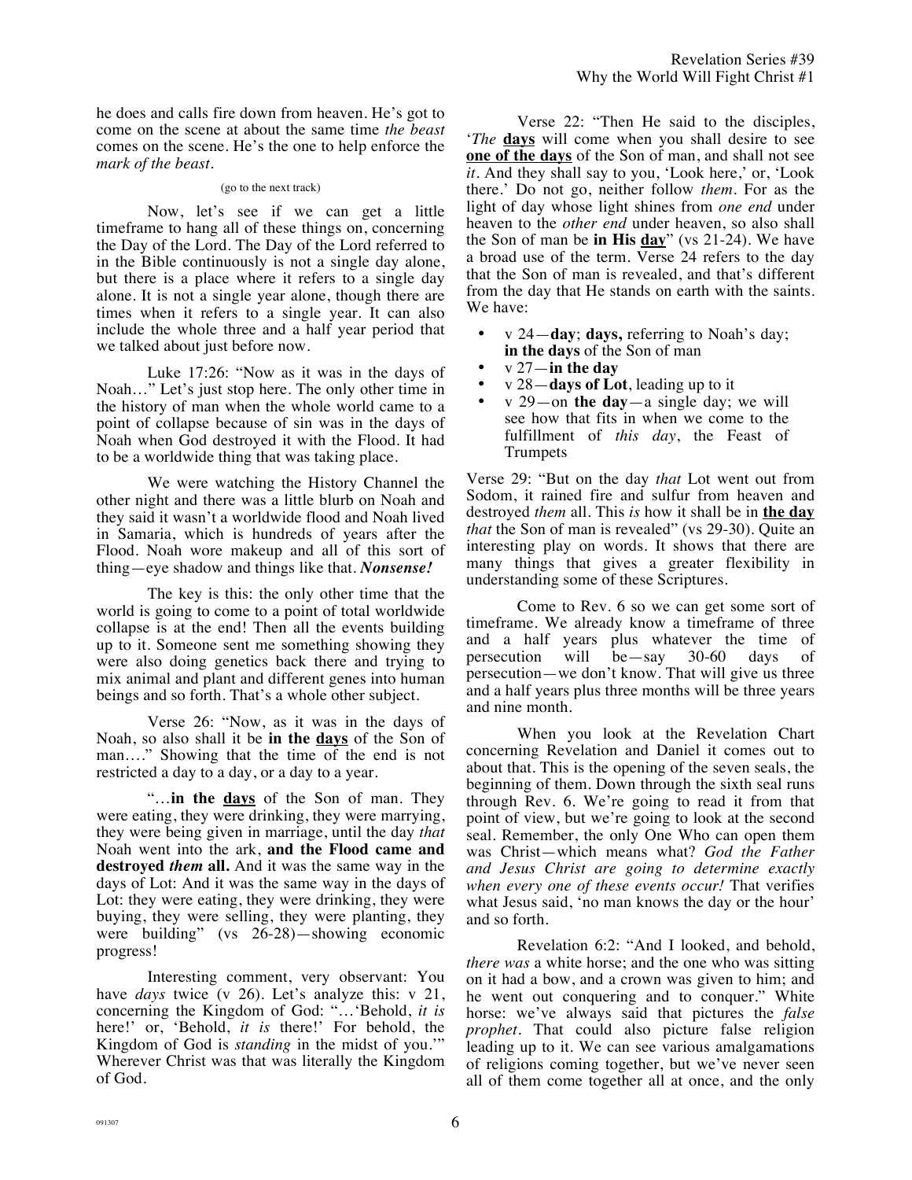he does and calls fire down from heaven. He's got to come on the scene at about the same time *the beast* comes on the scene. He's the one to help enforce the *mark of the beast*.

(go to the next track)

Now, let's see if we can get a little timeframe to hang all of these things on, concerning the Day of the Lord. The Day of the Lord referred to in the Bible continuously is not a single day alone, but there is a place where it refers to a single day alone. It is not a single year alone, though there are times when it refers to a single year. It can also include the whole three and a half year period that we talked about just before now.

Luke 17:26: "Now as it was in the days of Noah…" Let's just stop here. The only other time in the history of man when the whole world came to a point of collapse because of sin was in the days of Noah when God destroyed it with the Flood. It had to be a worldwide thing that was taking place.

We were watching the History Channel the other night and there was a little blurb on Noah and they said it wasn't a worldwide flood and Noah lived in Samaria, which is hundreds of years after the Flood. Noah wore makeup and all of this sort of thing—eye shadow and things like that. ***Nonsense!***

The key is this: the only other time that the world is going to come to a point of total worldwide collapse is at the end! Then all the events building up to it. Someone sent me something showing they were also doing genetics back there and trying to mix animal and plant and different genes into human beings and so forth. That's a whole other subject.

Verse 26: "Now, as it was in the days of Noah, so also shall it be **in the <u>days</u>** of the Son of man…." Showing that the time of the end is not restricted a day to a day, or a day to a year.

"…**in the <u>days</u>** of the Son of man. They were eating, they were drinking, they were marrying, they were being given in marriage, until the day *that* Noah went into the ark, **and the Flood came and destroyed *them* all.** And it was the same way in the days of Lot: And it was the same way in the days of Lot: they were eating, they were drinking, they were buying, they were selling, they were planting, they were building" (vs 26-28)—showing economic progress!

Interesting comment, very observant: You have *days* twice (v 26). Let's analyze this: v 21, concerning the Kingdom of God: "…'Behold, *it is* here!' or, 'Behold, *it is* there!' For behold, the Kingdom of God is *standing* in the midst of you.'" Wherever Christ was that was literally the Kingdom of God.

Verse 22: "Then He said to the disciples, '*The* **<u>days</u>** will come when you shall desire to see **<u>one of the days</u>** of the Son of man, and shall not see *it*. And they shall say to you, 'Look here,' or, 'Look there.' Do not go, neither follow *them*. For as the light of day whose light shines from *one end* under heaven to the *other end* under heaven, so also shall the Son of man be **in His <u>day</u>**" (vs 21-24). We have a broad use of the term. Verse 24 refers to the day that the Son of man is revealed, and that's different from the day that He stands on earth with the saints. We have:

- v 24—**day**; **days,** referring to Noah's day; **in the days** of the Son of man
- v 27—**in the day**
- v 28—**days of Lot**, leading up to it
- v 29—on **the day**—a single day; we will see how that fits in when we come to the fulfillment of *this day*, the Feast of Trumpets

Verse 29: "But on the day *that* Lot went out from Sodom, it rained fire and sulfur from heaven and destroyed *them* all. This *is* how it shall be in **<u>the day</u>** *that* the Son of man is revealed" (vs 29-30). Quite an interesting play on words. It shows that there are many things that gives a greater flexibility in understanding some of these Scriptures.

Come to Rev. 6 so we can get some sort of timeframe. We already know a timeframe of three and a half years plus whatever the time of persecution will be—say 30-60 days of persecution—we don't know. That will give us three and a half years plus three months will be three years and nine month.

When you look at the Revelation Chart concerning Revelation and Daniel it comes out to about that. This is the opening of the seven seals, the beginning of them. Down through the sixth seal runs through Rev. 6. We're going to read it from that point of view, but we're going to look at the second seal. Remember, the only One Who can open them was Christ—which means what? *God the Father and Jesus Christ are going to determine exactly when every one of these events occur!* That verifies what Jesus said, 'no man knows the day or the hour' and so forth.

Revelation 6:2: "And I looked, and behold, *there was* a white horse; and the one who was sitting on it had a bow, and a crown was given to him; and he went out conquering and to conquer." White horse: we've always said that pictures the *false prophet*. That could also picture false religion leading up to it. We can see various amalgamations of religions coming together, but we've never seen all of them come together all at once, and the only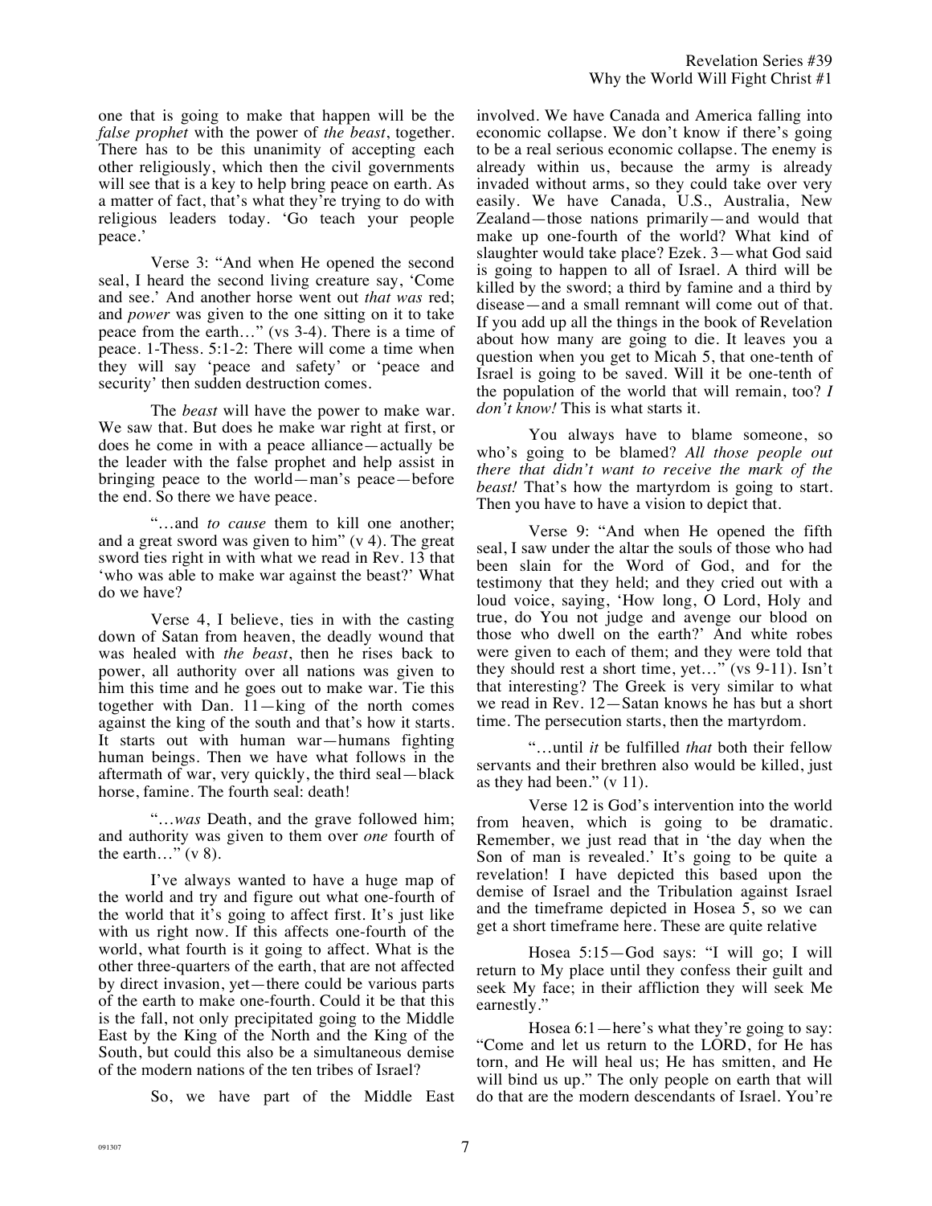one that is going to make that happen will be the *false prophet* with the power of *the beast*, together. There has to be this unanimity of accepting each other religiously, which then the civil governments will see that is a key to help bring peace on earth. As a matter of fact, that's what they're trying to do with religious leaders today. 'Go teach your people peace.'

Verse 3: "And when He opened the second seal, I heard the second living creature say, 'Come and see.' And another horse went out *that was* red; and *power* was given to the one sitting on it to take peace from the earth…" (vs 3-4). There is a time of peace. 1-Thess. 5:1-2: There will come a time when they will say 'peace and safety' or 'peace and security' then sudden destruction comes.

The *beast* will have the power to make war. We saw that. But does he make war right at first, or does he come in with a peace alliance—actually be the leader with the false prophet and help assist in bringing peace to the world—man's peace—before the end. So there we have peace.

"…and *to cause* them to kill one another; and a great sword was given to him" (v 4). The great sword ties right in with what we read in Rev. 13 that 'who was able to make war against the beast?' What do we have?

Verse 4, I believe, ties in with the casting down of Satan from heaven, the deadly wound that was healed with *the beast*, then he rises back to power, all authority over all nations was given to him this time and he goes out to make war. Tie this together with Dan. 11—king of the north comes against the king of the south and that's how it starts. It starts out with human war—humans fighting human beings. Then we have what follows in the aftermath of war, very quickly, the third seal—black horse, famine. The fourth seal: death!

"…*was* Death, and the grave followed him; and authority was given to them over *one* fourth of the earth…" (v 8).

I've always wanted to have a huge map of the world and try and figure out what one-fourth of the world that it's going to affect first. It's just like with us right now. If this affects one-fourth of the world, what fourth is it going to affect. What is the other three-quarters of the earth, that are not affected by direct invasion, yet—there could be various parts of the earth to make one-fourth. Could it be that this is the fall, not only precipitated going to the Middle East by the King of the North and the King of the South, but could this also be a simultaneous demise of the modern nations of the ten tribes of Israel?

So, we have part of the Middle East involved. We have Canada and America falling into economic collapse. We don't know if there's going to be a real serious economic collapse. The enemy is already within us, because the army is already invaded without arms, so they could take over very easily. We have Canada, U.S., Australia, New Zealand—those nations primarily—and would that make up one-fourth of the world? What kind of slaughter would take place? Ezek. 3—what God said is going to happen to all of Israel. A third will be killed by the sword; a third by famine and a third by disease—and a small remnant will come out of that. If you add up all the things in the book of Revelation about how many are going to die. It leaves you a question when you get to Micah 5, that one-tenth of Israel is going to be saved. Will it be one-tenth of the population of the world that will remain, too? *I don't know!* This is what starts it.

You always have to blame someone, so who's going to be blamed? *All those people out there that didn't want to receive the mark of the beast!* That's how the martyrdom is going to start. Then you have to have a vision to depict that.

Verse 9: "And when He opened the fifth seal, I saw under the altar the souls of those who had been slain for the Word of God, and for the testimony that they held; and they cried out with a loud voice, saying, 'How long, O Lord, Holy and true, do You not judge and avenge our blood on those who dwell on the earth?' And white robes were given to each of them; and they were told that they should rest a short time, yet…" (vs 9-11). Isn't that interesting? The Greek is very similar to what we read in Rev. 12—Satan knows he has but a short time. The persecution starts, then the martyrdom.

"…until *it* be fulfilled *that* both their fellow servants and their brethren also would be killed, just as they had been." (v 11).

Verse 12 is God's intervention into the world from heaven, which is going to be dramatic. Remember, we just read that in 'the day when the Son of man is revealed.' It's going to be quite a revelation! I have depicted this based upon the demise of Israel and the Tribulation against Israel and the timeframe depicted in Hosea 5, so we can get a short timeframe here. These are quite relative

Hosea 5:15—God says: "I will go; I will return to My place until they confess their guilt and seek My face; in their affliction they will seek Me earnestly."

Hosea 6:1—here's what they're going to say: "Come and let us return to the LORD, for He has torn, and He will heal us; He has smitten, and He will bind us up." The only people on earth that will do that are the modern descendants of Israel. You're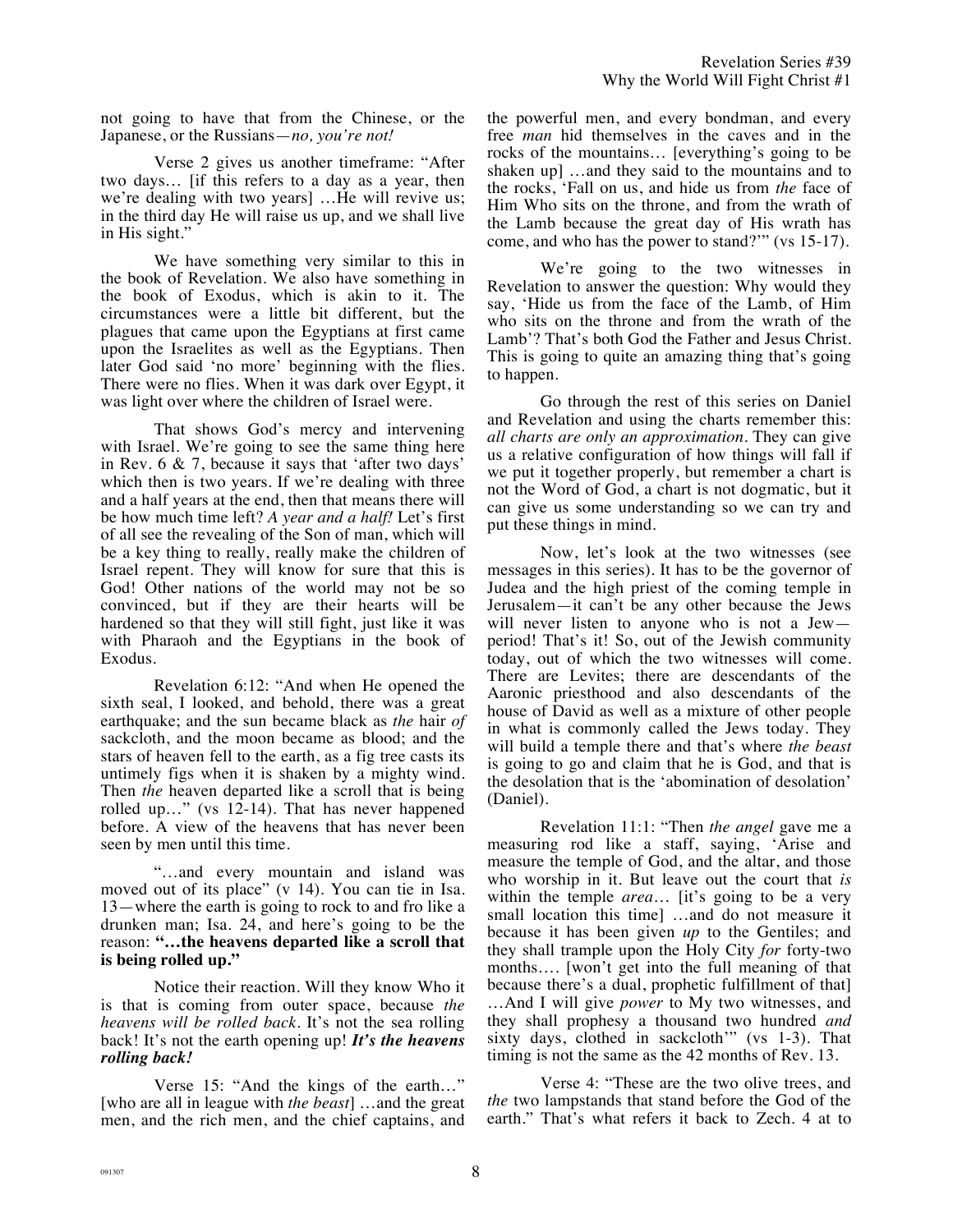not going to have that from the Chinese, or the Japanese, or the Russians—*no, you're not!*

Verse 2 gives us another timeframe: "After two days… [if this refers to a day as a year, then we're dealing with two years] …He will revive us; in the third day He will raise us up, and we shall live in His sight."

We have something very similar to this in the book of Revelation. We also have something in the book of Exodus, which is akin to it. The circumstances were a little bit different, but the plagues that came upon the Egyptians at first came upon the Israelites as well as the Egyptians. Then later God said 'no more' beginning with the flies. There were no flies. When it was dark over Egypt, it was light over where the children of Israel were.

That shows God's mercy and intervening with Israel. We're going to see the same thing here in Rev. 6 & 7, because it says that 'after two days' which then is two years. If we're dealing with three and a half years at the end, then that means there will be how much time left? *A year and a half!* Let's first of all see the revealing of the Son of man, which will be a key thing to really, really make the children of Israel repent. They will know for sure that this is God! Other nations of the world may not be so convinced, but if they are their hearts will be hardened so that they will still fight, just like it was with Pharaoh and the Egyptians in the book of Exodus.

Revelation 6:12: "And when He opened the sixth seal, I looked, and behold, there was a great earthquake; and the sun became black as *the* hair *of* sackcloth, and the moon became as blood; and the stars of heaven fell to the earth, as a fig tree casts its untimely figs when it is shaken by a mighty wind. Then *the* heaven departed like a scroll that is being rolled up…" (vs 12-14). That has never happened before. A view of the heavens that has never been seen by men until this time.

"…and every mountain and island was moved out of its place" (v 14). You can tie in Isa. 13—where the earth is going to rock to and fro like a drunken man; Isa. 24, and here's going to be the reason: **"…the heavens departed like a scroll that is being rolled up."**

Notice their reaction. Will they know Who it is that is coming from outer space, because *the heavens will be rolled back*. It's not the sea rolling back! It's not the earth opening up! ***It's the heavens rolling back!***

Verse 15: "And the kings of the earth…" [who are all in league with *the beast*] …and the great men, and the rich men, and the chief captains, and the powerful men, and every bondman, and every free *man* hid themselves in the caves and in the rocks of the mountains… [everything's going to be shaken up] …and they said to the mountains and to the rocks, 'Fall on us, and hide us from *the* face of Him Who sits on the throne, and from the wrath of the Lamb because the great day of His wrath has come, and who has the power to stand?'" (vs 15-17).

We're going to the two witnesses in Revelation to answer the question: Why would they say, 'Hide us from the face of the Lamb, of Him who sits on the throne and from the wrath of the Lamb'? That's both God the Father and Jesus Christ. This is going to quite an amazing thing that's going to happen.

Go through the rest of this series on Daniel and Revelation and using the charts remember this: *all charts are only an approximation*. They can give us a relative configuration of how things will fall if we put it together properly, but remember a chart is not the Word of God, a chart is not dogmatic, but it can give us some understanding so we can try and put these things in mind.

Now, let's look at the two witnesses (see messages in this series). It has to be the governor of Judea and the high priest of the coming temple in Jerusalem—it can't be any other because the Jews will never listen to anyone who is not a Jew—period! That's it! So, out of the Jewish community today, out of which the two witnesses will come. There are Levites; there are descendants of the Aaronic priesthood and also descendants of the house of David as well as a mixture of other people in what is commonly called the Jews today. They will build a temple there and that's where *the beast* is going to go and claim that he is God, and that is the desolation that is the 'abomination of desolation' (Daniel).

Revelation 11:1: "Then *the angel* gave me a measuring rod like a staff, saying, 'Arise and measure the temple of God, and the altar, and those who worship in it. But leave out the court that *is* within the temple *area*… [it's going to be a very small location this time] …and do not measure it because it has been given *up* to the Gentiles; and they shall trample upon the Holy City *for* forty-two months…. [won't get into the full meaning of that because there's a dual, prophetic fulfillment of that] …And I will give *power* to My two witnesses, and they shall prophesy a thousand two hundred *and* sixty days, clothed in sackcloth'" (vs 1-3). That timing is not the same as the 42 months of Rev. 13.

Verse 4: "These are the two olive trees, and *the* two lampstands that stand before the God of the earth." That's what refers it back to Zech. 4 at to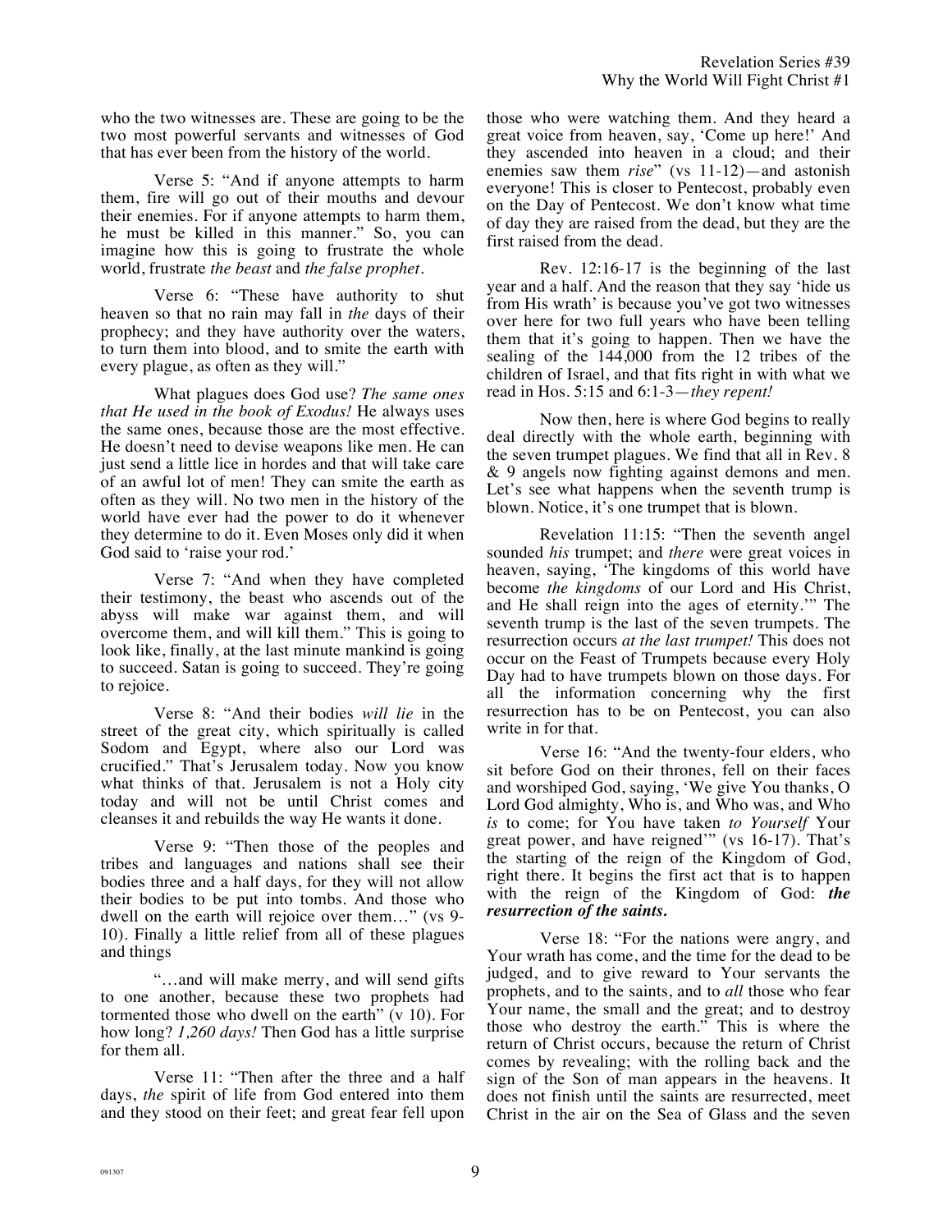who the two witnesses are. These are going to be the two most powerful servants and witnesses of God that has ever been from the history of the world.

Verse 5: "And if anyone attempts to harm them, fire will go out of their mouths and devour their enemies. For if anyone attempts to harm them, he must be killed in this manner." So, you can imagine how this is going to frustrate the whole world, frustrate *the beast* and *the false prophet*.

Verse 6: "These have authority to shut heaven so that no rain may fall in *the* days of their prophecy; and they have authority over the waters, to turn them into blood, and to smite the earth with every plague, as often as they will."

What plagues does God use? *The same ones that He used in the book of Exodus!* He always uses the same ones, because those are the most effective. He doesn't need to devise weapons like men. He can just send a little lice in hordes and that will take care of an awful lot of men! They can smite the earth as often as they will. No two men in the history of the world have ever had the power to do it whenever they determine to do it. Even Moses only did it when God said to 'raise your rod.'

Verse 7: "And when they have completed their testimony, the beast who ascends out of the abyss will make war against them, and will overcome them, and will kill them." This is going to look like, finally, at the last minute mankind is going to succeed. Satan is going to succeed. They're going to rejoice.

Verse 8: "And their bodies *will lie* in the street of the great city, which spiritually is called Sodom and Egypt, where also our Lord was crucified." That's Jerusalem today. Now you know what thinks of that. Jerusalem is not a Holy city today and will not be until Christ comes and cleanses it and rebuilds the way He wants it done.

Verse 9: "Then those of the peoples and tribes and languages and nations shall see their bodies three and a half days, for they will not allow their bodies to be put into tombs. And those who dwell on the earth will rejoice over them…" (vs 9-10). Finally a little relief from all of these plagues and things

"…and will make merry, and will send gifts to one another, because these two prophets had tormented those who dwell on the earth" (v 10). For how long? *1,260 days!* Then God has a little surprise for them all.

Verse 11: "Then after the three and a half days, *the* spirit of life from God entered into them and they stood on their feet; and great fear fell upon those who were watching them. And they heard a great voice from heaven, say, 'Come up here!' And they ascended into heaven in a cloud; and their enemies saw them *rise*" (vs 11-12)—and astonish everyone! This is closer to Pentecost, probably even on the Day of Pentecost. We don't know what time of day they are raised from the dead, but they are the first raised from the dead.

Rev. 12:16-17 is the beginning of the last year and a half. And the reason that they say 'hide us from His wrath' is because you've got two witnesses over here for two full years who have been telling them that it's going to happen. Then we have the sealing of the 144,000 from the 12 tribes of the children of Israel, and that fits right in with what we read in Hos. 5:15 and 6:1-3—*they repent!*

Now then, here is where God begins to really deal directly with the whole earth, beginning with the seven trumpet plagues. We find that all in Rev. 8 & 9 angels now fighting against demons and men. Let's see what happens when the seventh trump is blown. Notice, it's one trumpet that is blown.

Revelation 11:15: "Then the seventh angel sounded *his* trumpet; and *there* were great voices in heaven, saying, 'The kingdoms of this world have become *the kingdoms* of our Lord and His Christ, and He shall reign into the ages of eternity.'" The seventh trump is the last of the seven trumpets. The resurrection occurs *at the last trumpet!* This does not occur on the Feast of Trumpets because every Holy Day had to have trumpets blown on those days. For all the information concerning why the first resurrection has to be on Pentecost, you can also write in for that.

Verse 16: "And the twenty-four elders, who sit before God on their thrones, fell on their faces and worshiped God, saying, 'We give You thanks, O Lord God almighty, Who is, and Who was, and Who *is* to come; for You have taken *to Yourself* Your great power, and have reigned'" (vs 16-17). That's the starting of the reign of the Kingdom of God, right there. It begins the first act that is to happen with the reign of the Kingdom of God: ***the resurrection of the saints.***

Verse 18: "For the nations were angry, and Your wrath has come, and the time for the dead to be judged, and to give reward to Your servants the prophets, and to the saints, and to *all* those who fear Your name, the small and the great; and to destroy those who destroy the earth." This is where the return of Christ occurs, because the return of Christ comes by revealing; with the rolling back and the sign of the Son of man appears in the heavens. It does not finish until the saints are resurrected, meet Christ in the air on the Sea of Glass and the seven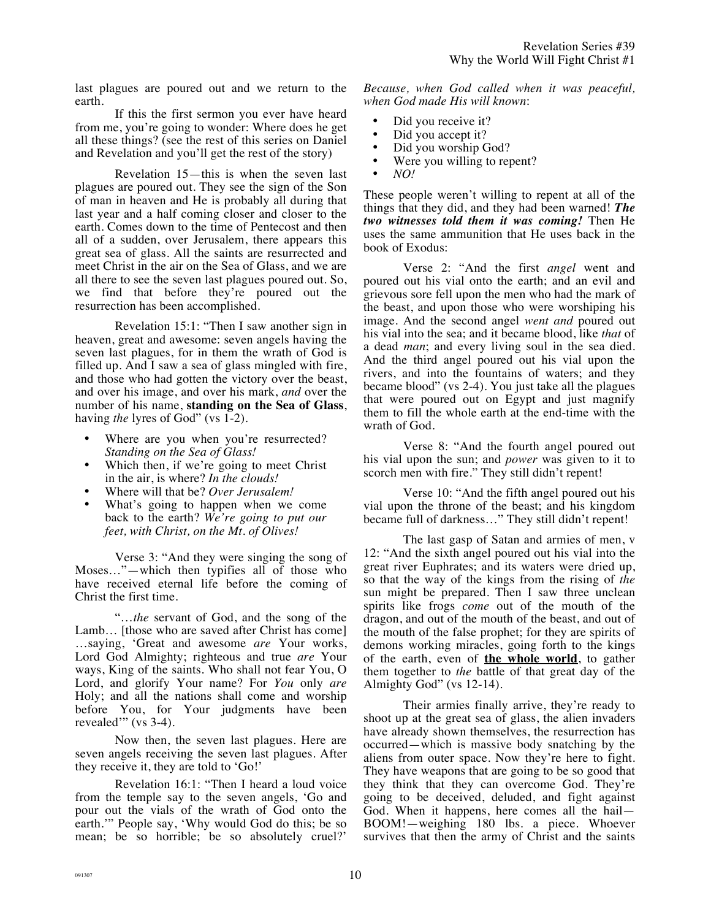last plagues are poured out and we return to the earth.

If this the first sermon you ever have heard from me, you're going to wonder: Where does he get all these things? (see the rest of this series on Daniel and Revelation and you'll get the rest of the story)

Revelation 15—this is when the seven last plagues are poured out. They see the sign of the Son of man in heaven and He is probably all during that last year and a half coming closer and closer to the earth. Comes down to the time of Pentecost and then all of a sudden, over Jerusalem, there appears this great sea of glass. All the saints are resurrected and meet Christ in the air on the Sea of Glass, and we are all there to see the seven last plagues poured out. So, we find that before they're poured out the resurrection has been accomplished.

Revelation 15:1: "Then I saw another sign in heaven, great and awesome: seven angels having the seven last plagues, for in them the wrath of God is filled up. And I saw a sea of glass mingled with fire, and those who had gotten the victory over the beast, and over his image, and over his mark, *and* over the number of his name, **standing on the Sea of Glass**, having *the* lyres of God" (vs 1-2).

- Where are you when you're resurrected? *Standing on the Sea of Glass!*
- Which then, if we're going to meet Christ in the air, is where? *In the clouds!*
- Where will that be? *Over Jerusalem!*
- What's going to happen when we come back to the earth? *We're going to put our feet, with Christ, on the Mt. of Olives!*

Verse 3: "And they were singing the song of Moses…"—which then typifies all of those who have received eternal life before the coming of Christ the first time.

"…*the* servant of God, and the song of the Lamb… [those who are saved after Christ has come] …saying, 'Great and awesome *are* Your works, Lord God Almighty; righteous and true *are* Your ways, King of the saints. Who shall not fear You, O Lord, and glorify Your name? For *You* only *are* Holy; and all the nations shall come and worship before You, for Your judgments have been revealed'" (vs 3-4).

Now then, the seven last plagues. Here are seven angels receiving the seven last plagues. After they receive it, they are told to 'Go!'

Revelation 16:1: "Then I heard a loud voice from the temple say to the seven angels, 'Go and pour out the vials of the wrath of God onto the earth.'" People say, 'Why would God do this; be so mean; be so horrible; be so absolutely cruel?' *Because, when God called when it was peaceful, when God made His will known*:

- Did you receive it?
- Did you accept it?
- Did you worship God?
- Were you willing to repent?
- *NO!*

These people weren't willing to repent at all of the things that they did, and they had been warned! ***The two witnesses told them it was coming!*** Then He uses the same ammunition that He uses back in the book of Exodus:

Verse 2: "And the first *angel* went and poured out his vial onto the earth; and an evil and grievous sore fell upon the men who had the mark of the beast, and upon those who were worshiping his image. And the second angel *went and* poured out his vial into the sea; and it became blood, like *that* of a dead *man*; and every living soul in the sea died. And the third angel poured out his vial upon the rivers, and into the fountains of waters; and they became blood" (vs 2-4). You just take all the plagues that were poured out on Egypt and just magnify them to fill the whole earth at the end-time with the wrath of God.

Verse 8: "And the fourth angel poured out his vial upon the sun; and *power* was given to it to scorch men with fire." They still didn't repent!

Verse 10: "And the fifth angel poured out his vial upon the throne of the beast; and his kingdom became full of darkness…" They still didn't repent!

The last gasp of Satan and armies of men, v 12: "And the sixth angel poured out his vial into the great river Euphrates; and its waters were dried up, so that the way of the kings from the rising of *the* sun might be prepared. Then I saw three unclean spirits like frogs *come* out of the mouth of the dragon, and out of the mouth of the beast, and out of the mouth of the false prophet; for they are spirits of demons working miracles, going forth to the kings of the earth, even of **<u>the whole world</u>**, to gather them together to *the* battle of that great day of the Almighty God" (vs 12-14).

Their armies finally arrive, they're ready to shoot up at the great sea of glass, the alien invaders have already shown themselves, the resurrection has occurred—which is massive body snatching by the aliens from outer space. Now they're here to fight. They have weapons that are going to be so good that they think that they can overcome God. They're going to be deceived, deluded, and fight against God. When it happens, here comes all the hail—BOOM!—weighing 180 lbs. a piece. Whoever survives that then the army of Christ and the saints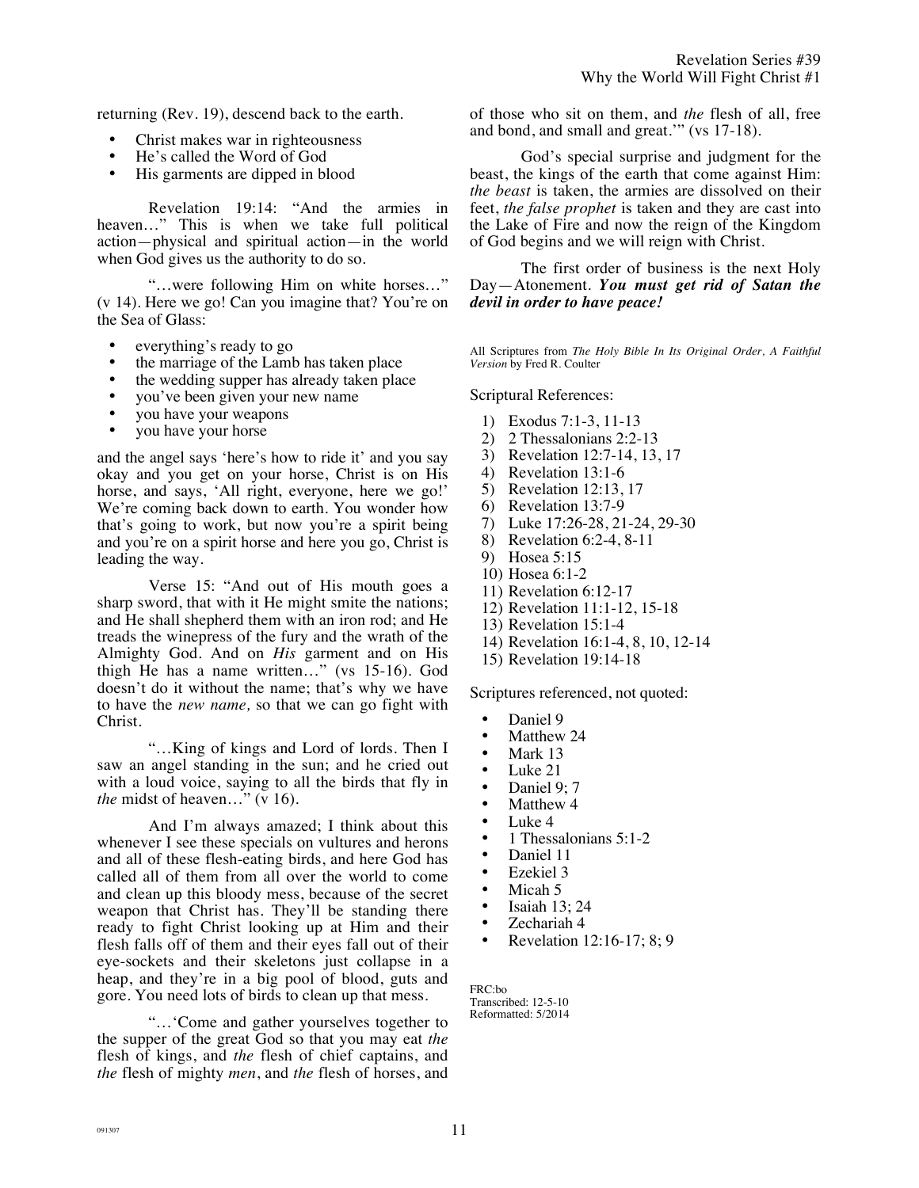returning (Rev. 19), descend back to the earth.

- Christ makes war in righteousness
- He's called the Word of God
- His garments are dipped in blood

Revelation 19:14: "And the armies in heaven…" This is when we take full political action—physical and spiritual action—in the world when God gives us the authority to do so.

"…were following Him on white horses…" (v 14). Here we go! Can you imagine that? You're on the Sea of Glass:

- everything's ready to go
- the marriage of the Lamb has taken place
- the wedding supper has already taken place
- you've been given your new name
- you have your weapons
- you have your horse

and the angel says 'here's how to ride it' and you say okay and you get on your horse, Christ is on His horse, and says, 'All right, everyone, here we go!' We're coming back down to earth. You wonder how that's going to work, but now you're a spirit being and you're on a spirit horse and here you go, Christ is leading the way.

Verse 15: "And out of His mouth goes a sharp sword, that with it He might smite the nations; and He shall shepherd them with an iron rod; and He treads the winepress of the fury and the wrath of the Almighty God. And on *His* garment and on His thigh He has a name written…" (vs 15-16). God doesn't do it without the name; that's why we have to have the *new name,* so that we can go fight with Christ.

"…King of kings and Lord of lords. Then I saw an angel standing in the sun; and he cried out with a loud voice, saying to all the birds that fly in *the* midst of heaven…" (v 16).

And I'm always amazed; I think about this whenever I see these specials on vultures and herons and all of these flesh-eating birds, and here God has called all of them from all over the world to come and clean up this bloody mess, because of the secret weapon that Christ has. They'll be standing there ready to fight Christ looking up at Him and their flesh falls off of them and their eyes fall out of their eye-sockets and their skeletons just collapse in a heap, and they're in a big pool of blood, guts and gore. You need lots of birds to clean up that mess.

"…'Come and gather yourselves together to the supper of the great God so that you may eat *the* flesh of kings, and *the* flesh of chief captains, and *the* flesh of mighty *men*, and *the* flesh of horses, and of those who sit on them, and *the* flesh of all, free and bond, and small and great.'" (vs 17-18).

God's special surprise and judgment for the beast, the kings of the earth that come against Him: *the beast* is taken, the armies are dissolved on their feet, *the false prophet* is taken and they are cast into the Lake of Fire and now the reign of the Kingdom of God begins and we will reign with Christ.

The first order of business is the next Holy Day—Atonement. ***You must get rid of Satan the devil in order to have peace!***

All Scriptures from *The Holy Bible In Its Original Order, A Faithful Version* by Fred R. Coulter

Scriptural References:

1) Exodus 7:1-3, 11-13
2) 2 Thessalonians 2:2-13
3) Revelation 12:7-14, 13, 17
4) Revelation 13:1-6
5) Revelation 12:13, 17
6) Revelation 13:7-9
7) Luke 17:26-28, 21-24, 29-30
8) Revelation 6:2-4, 8-11
9) Hosea 5:15
10) Hosea 6:1-2
11) Revelation 6:12-17
12) Revelation 11:1-12, 15-18
13) Revelation 15:1-4
14) Revelation 16:1-4, 8, 10, 12-14
15) Revelation 19:14-18

Scriptures referenced, not quoted:

- Daniel 9
- Matthew 24
- Mark 13
- Luke 21
- Daniel 9; 7
- Matthew 4
- Luke 4
- 1 Thessalonians 5:1-2
- Daniel 11
- Ezekiel 3
- Micah 5
- Isaiah 13; 24
- Zechariah 4
- Revelation 12:16-17; 8; 9

FRC:bo
Transcribed: 12-5-10
Reformatted: 5/2014